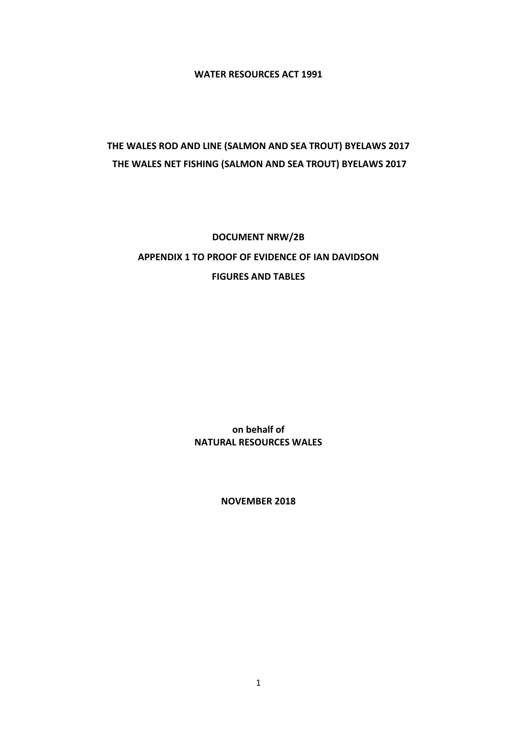**WATER RESOURCES ACT 1991**

**THE WALES ROD AND LINE (SALMON AND SEA TROUT) BYELAWS 2017**

**THE WALES NET FISHING (SALMON AND SEA TROUT) BYELAWS 2017**

**DOCUMENT NRW/2B**

**APPENDIX 1 TO PROOF OF EVIDENCE OF IAN DAVIDSON**

**FIGURES AND TABLES**

**on behalf of**
**NATURAL RESOURCES WALES**

**NOVEMBER 2018**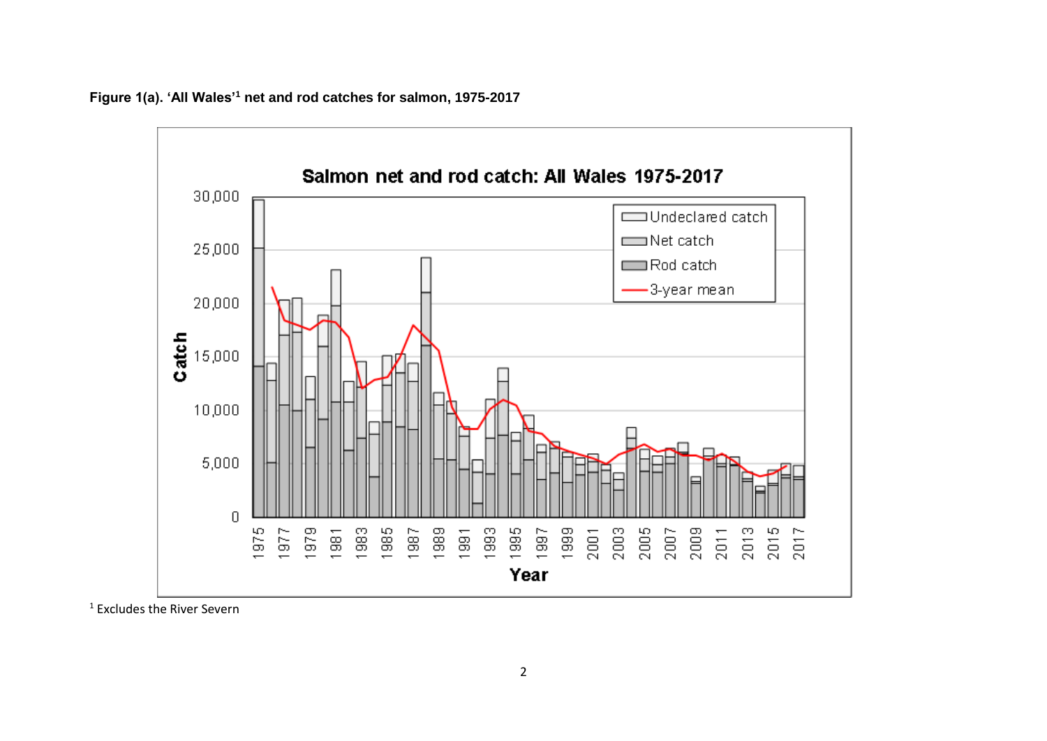**Figure 1(a). 'All Wales'[1] net and rod catches for salmon, 1975-2017**

[1] Excludes the River Severn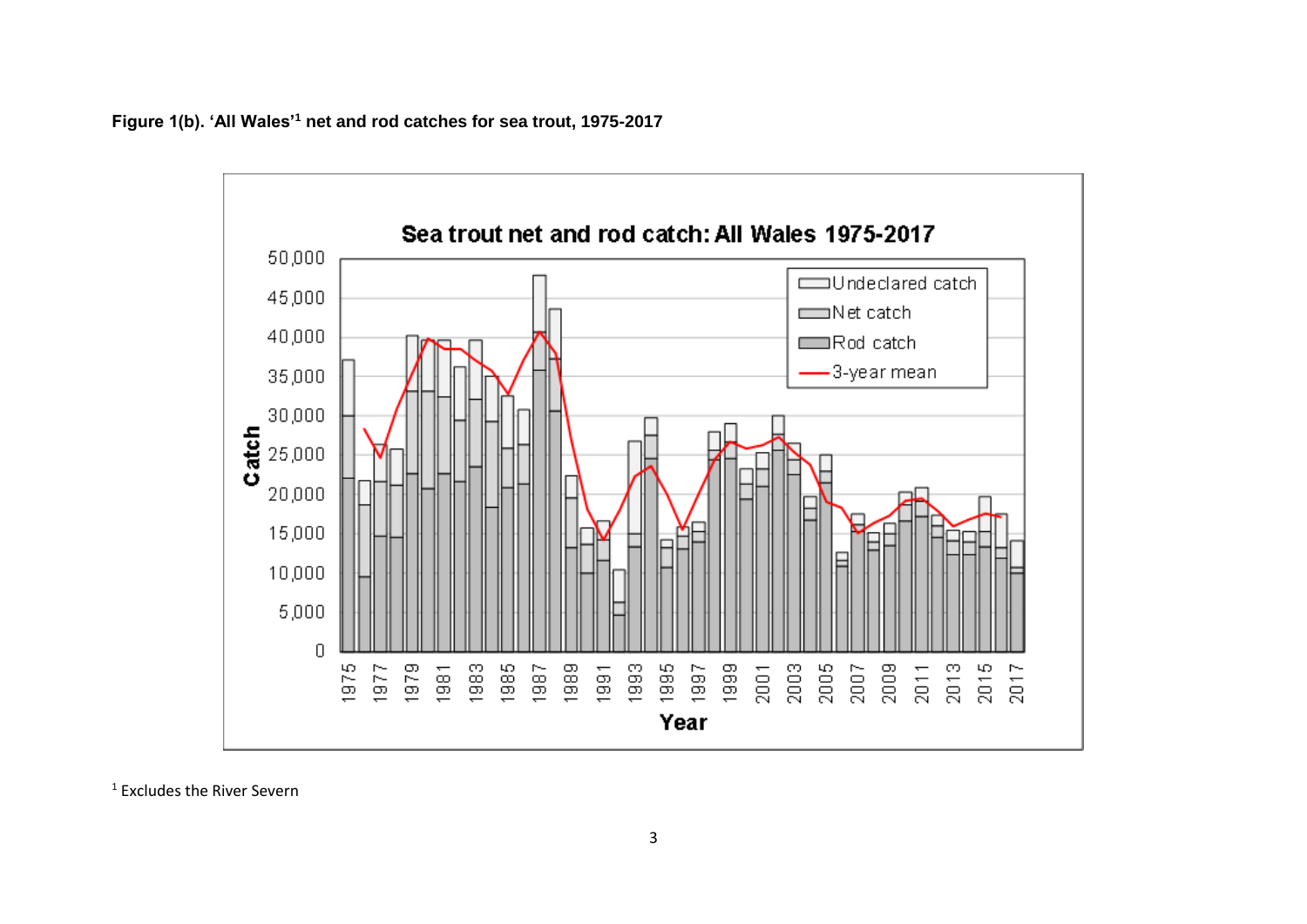**Figure 1(b). 'All Wales'[1] net and rod catches for sea trout, 1975-2017**

Sea trout net and rod catch: All Wales 1975-2017

[1] Excludes the River Severn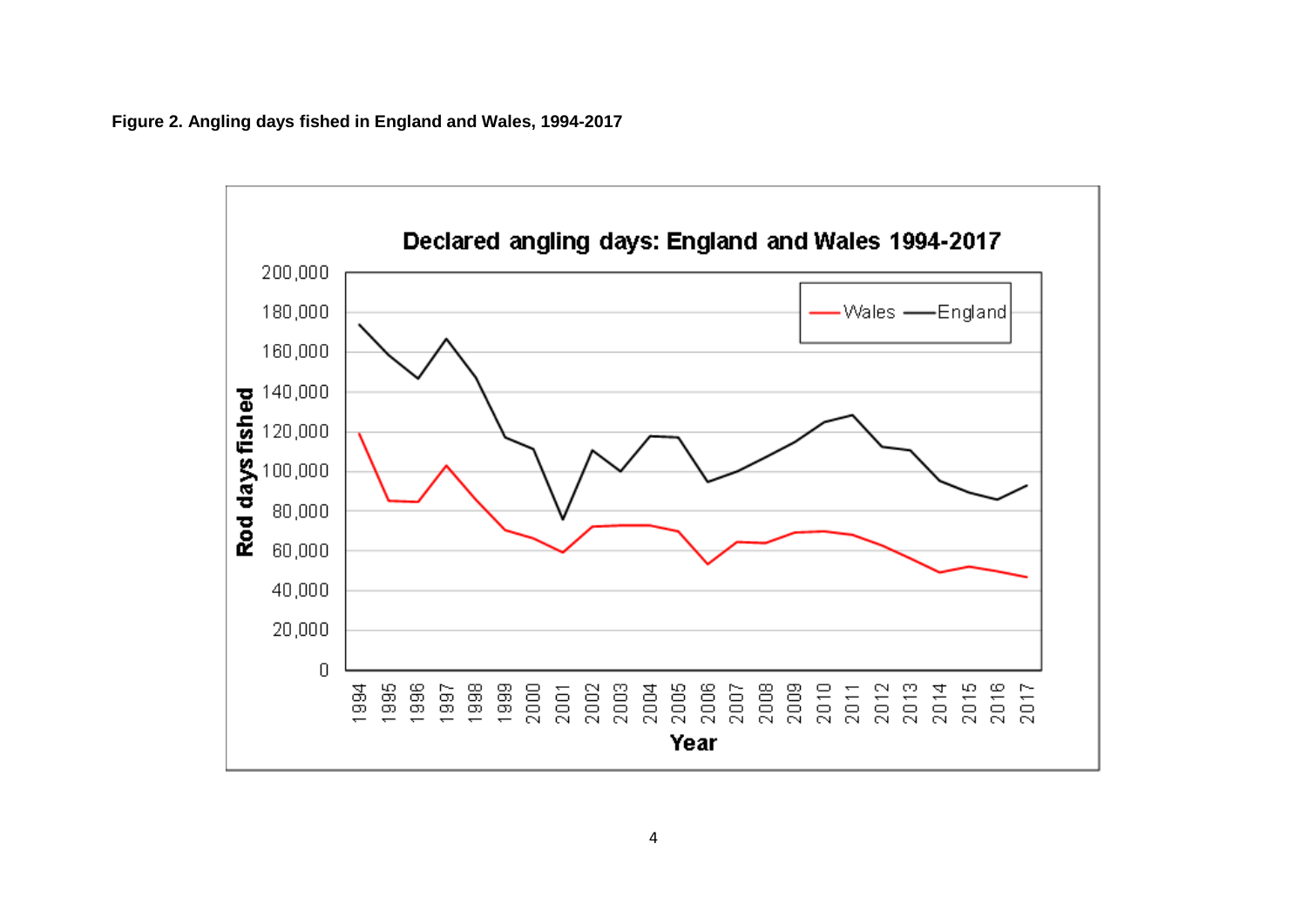**Figure 2. Angling days fished in England and Wales, 1994-2017**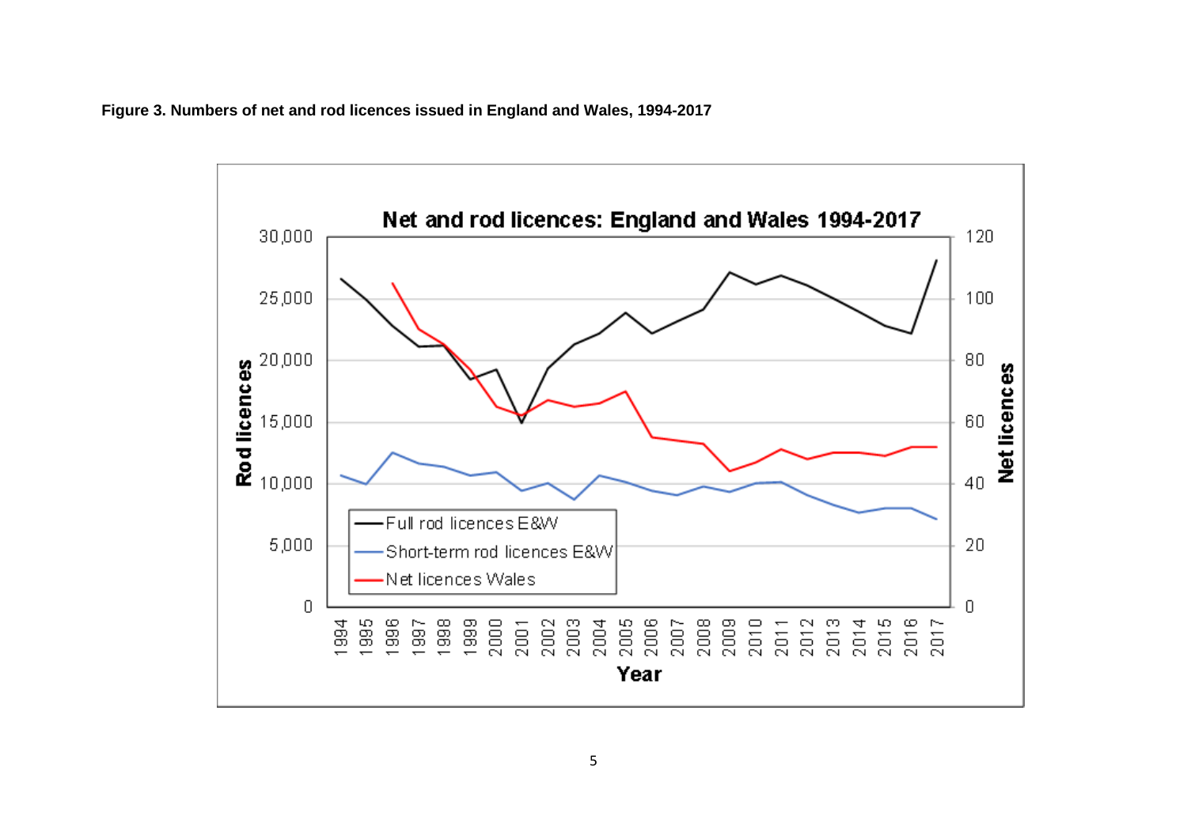**Figure 3. Numbers of net and rod licences issued in England and Wales, 1994-2017**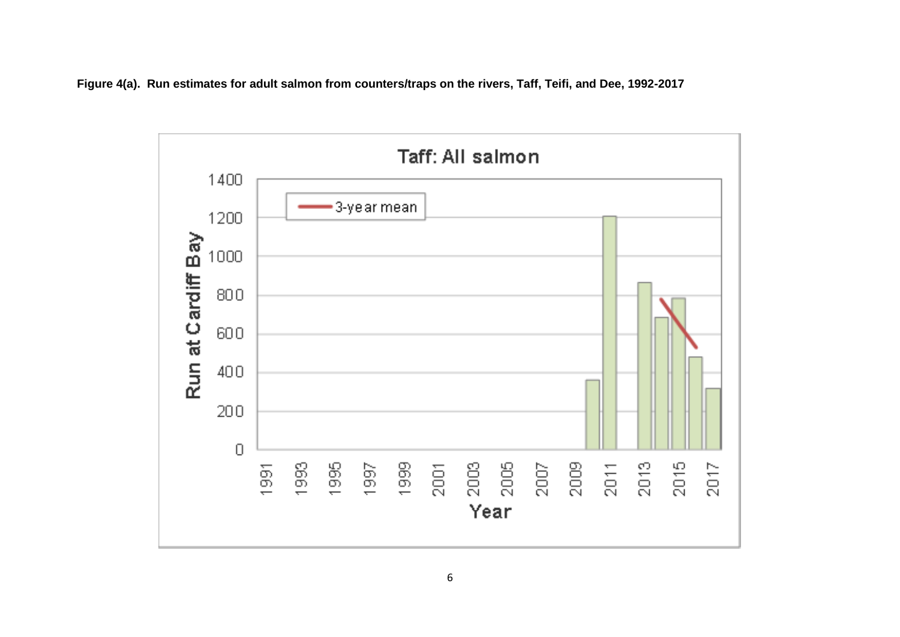**Figure 4(a). Run estimates for adult salmon from counters/traps on the rivers, Taff, Teifi, and Dee, 1992-2017**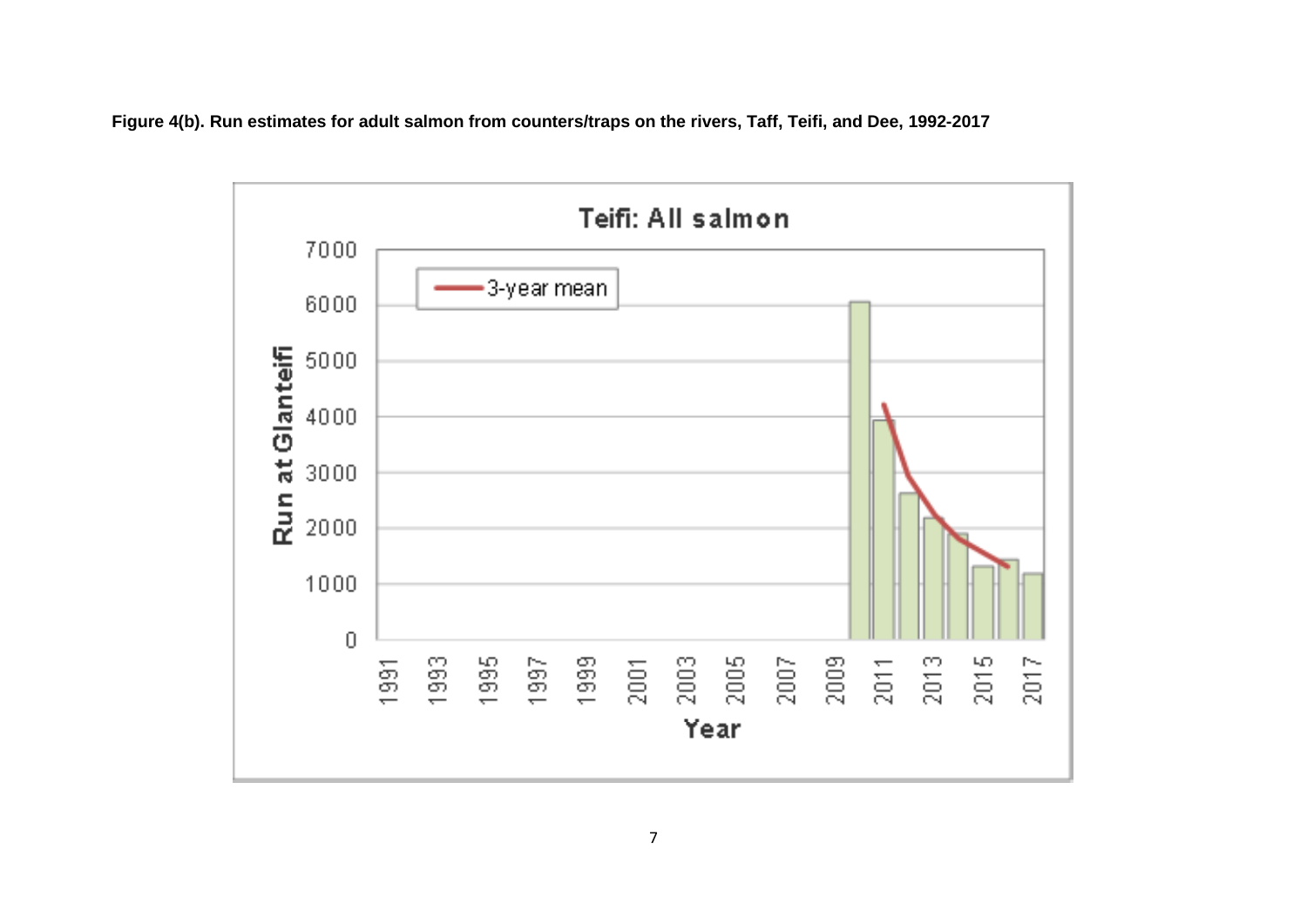**Figure 4(b). Run estimates for adult salmon from counters/traps on the rivers, Taff, Teifi, and Dee, 1992-2017**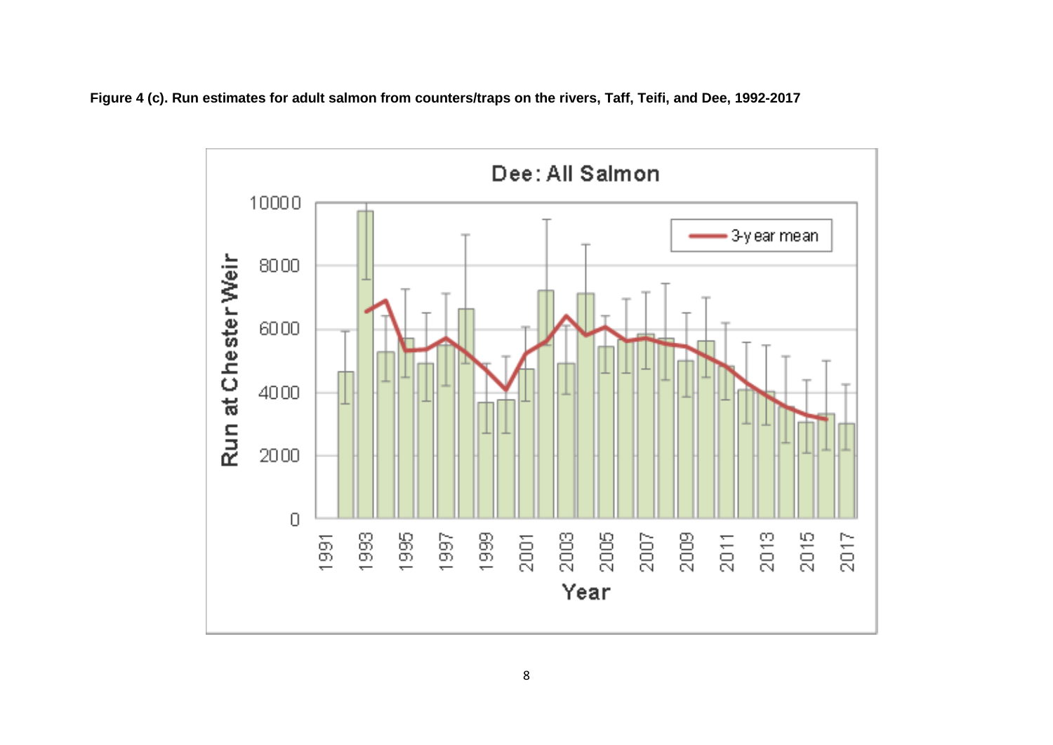**Figure 4 (c). Run estimates for adult salmon from counters/traps on the rivers, Taff, Teifi, and Dee, 1992-2017**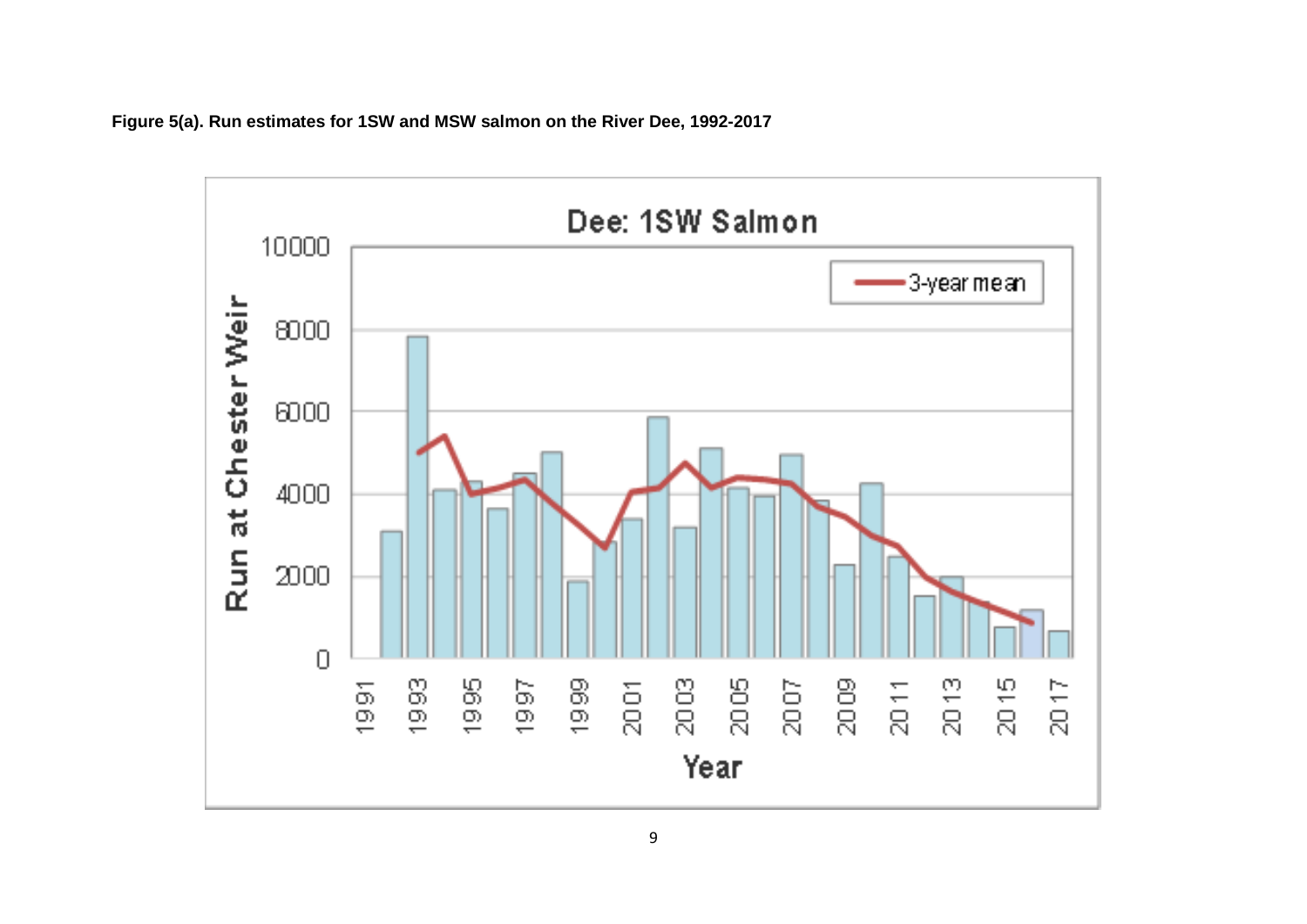**Figure 5(a). Run estimates for 1SW and MSW salmon on the River Dee, 1992-2017**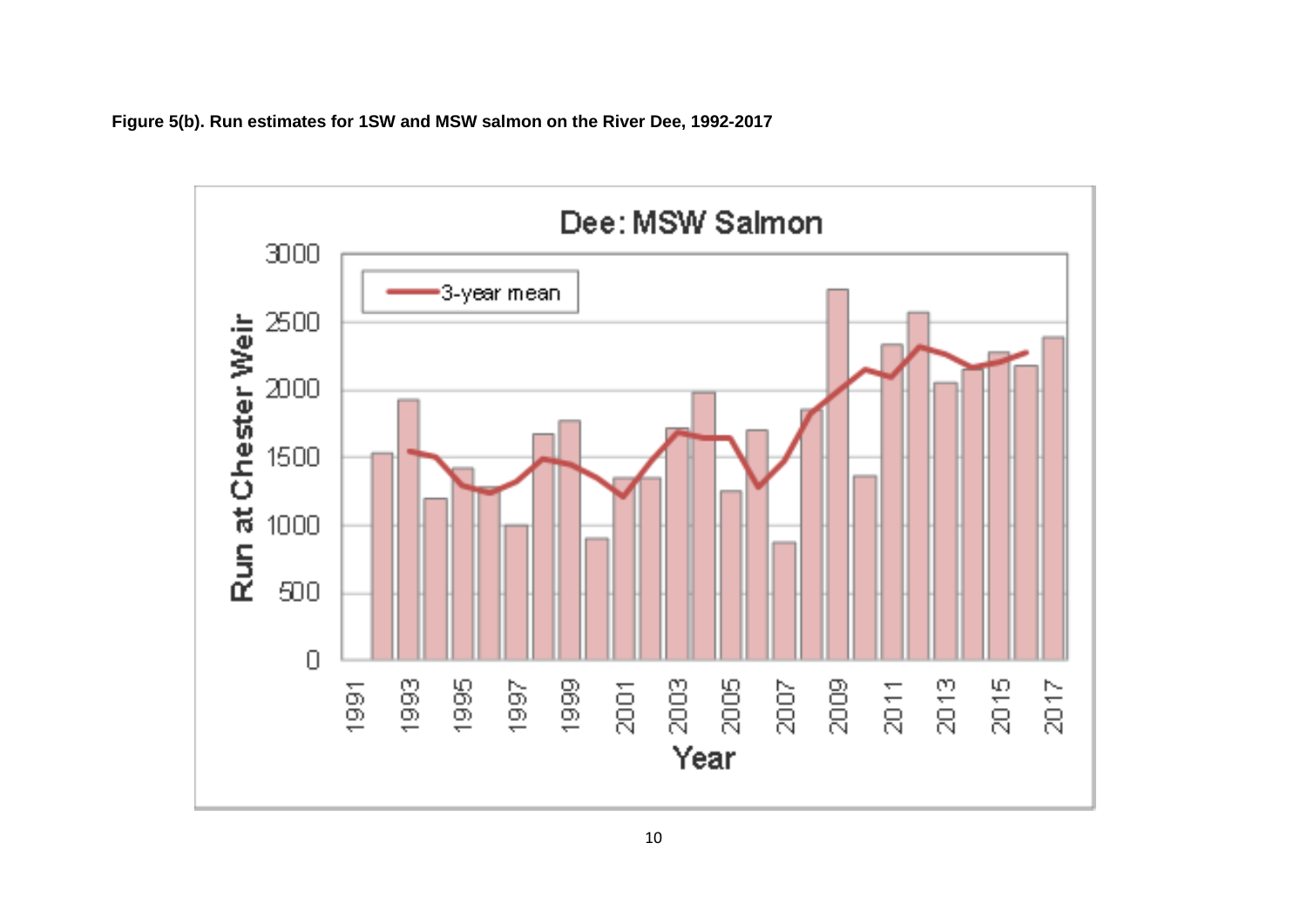**Figure 5(b). Run estimates for 1SW and MSW salmon on the River Dee, 1992-2017**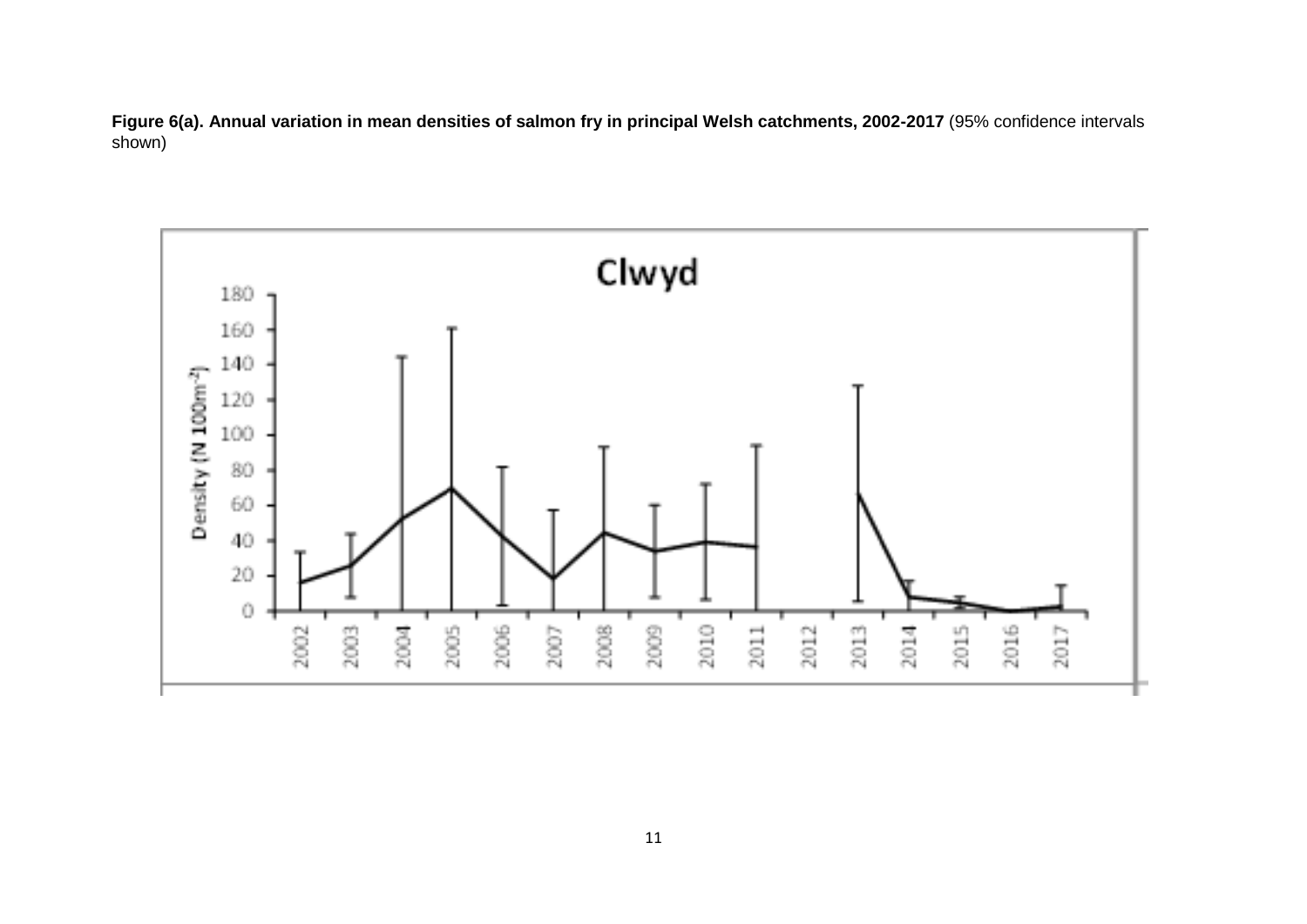**Figure 6(a). Annual variation in mean densities of salmon fry in principal Welsh catchments, 2002-2017** (95% confidence intervals shown)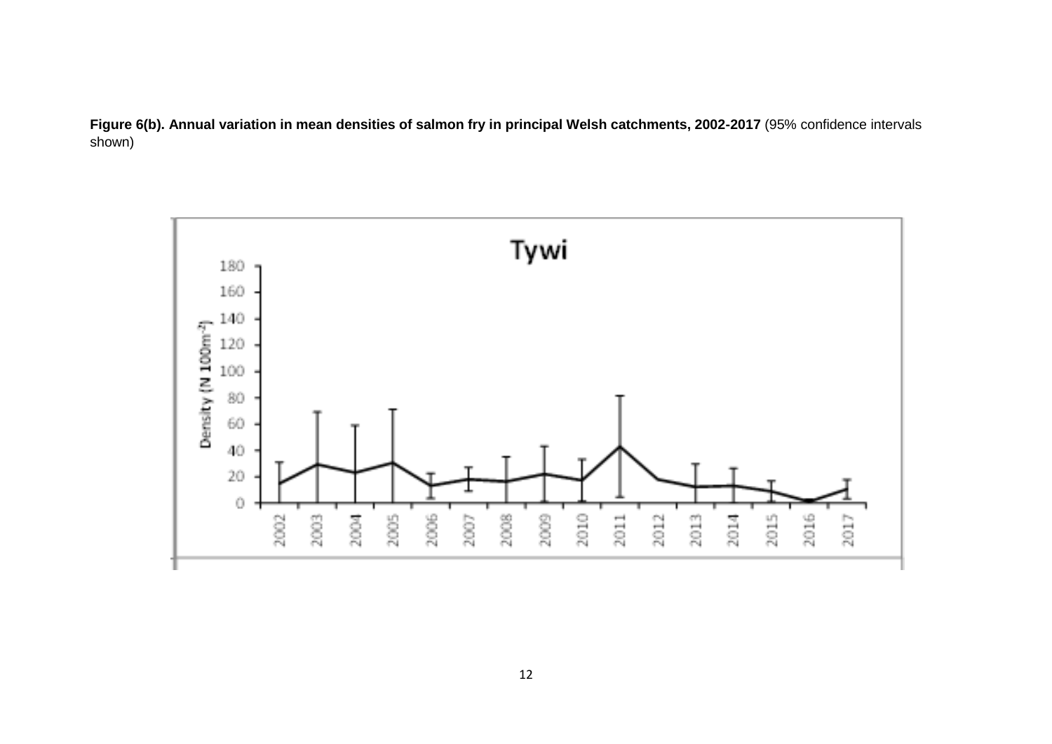**Figure 6(b). Annual variation in mean densities of salmon fry in principal Welsh catchments, 2002-2017** (95% confidence intervals shown)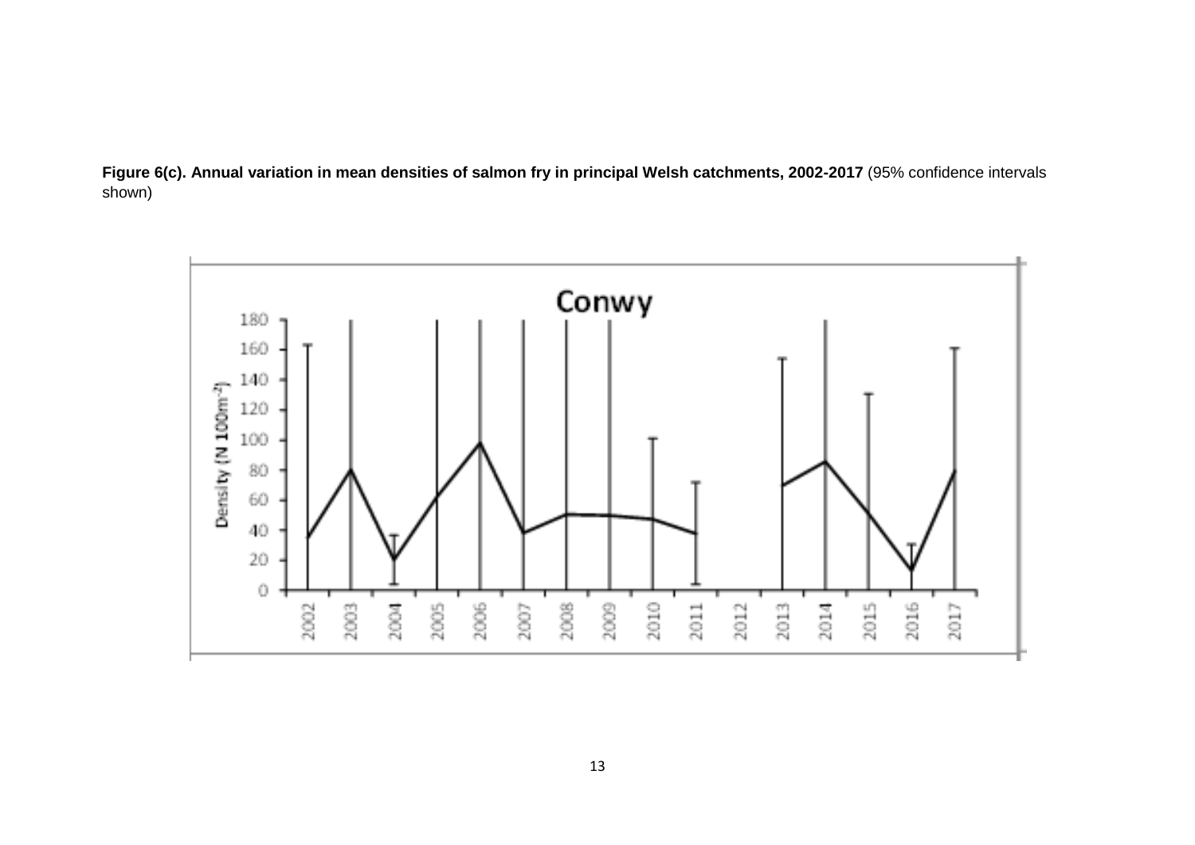**Figure 6(c). Annual variation in mean densities of salmon fry in principal Welsh catchments, 2002-2017** (95% confidence intervals shown)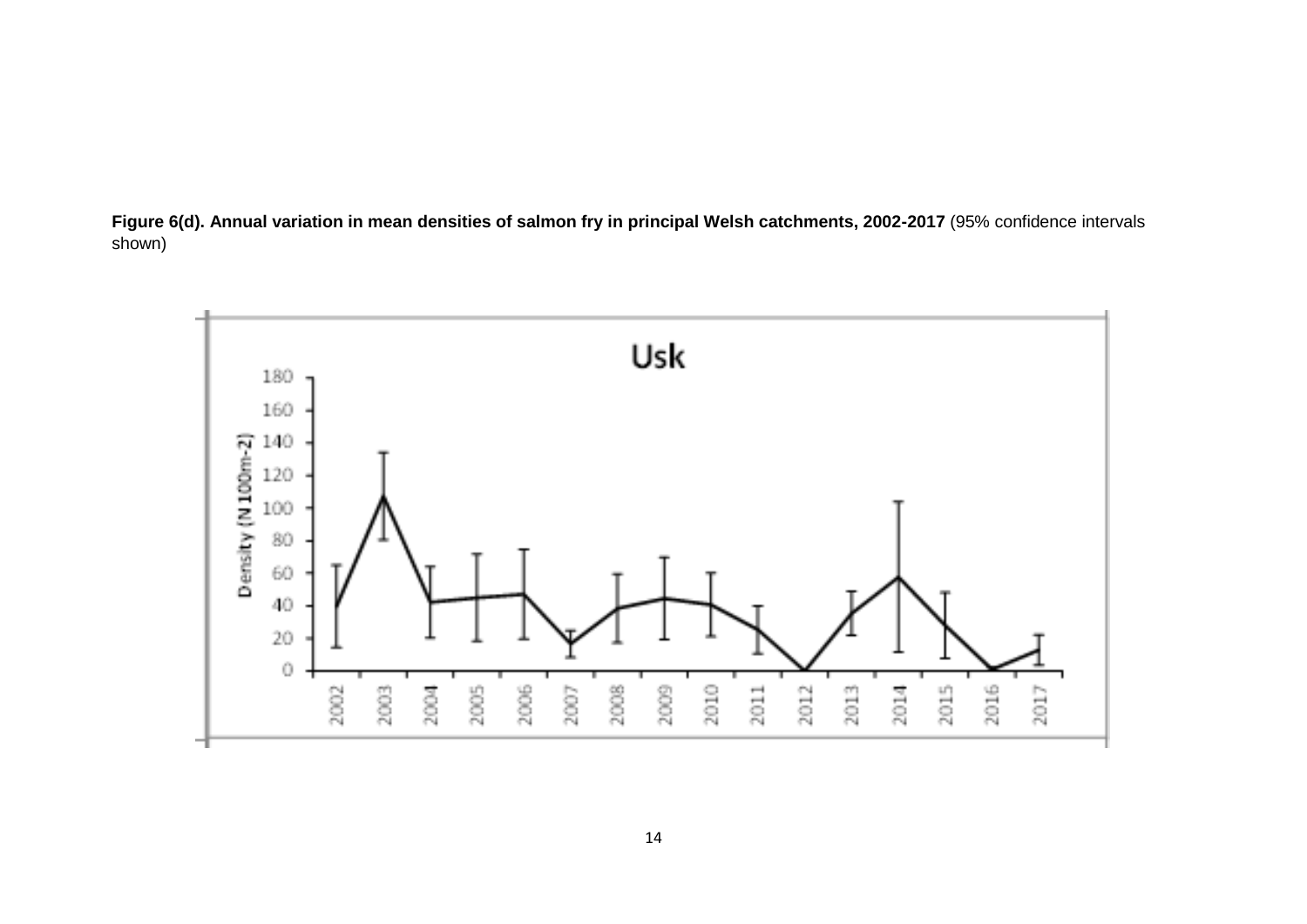**Figure 6(d). Annual variation in mean densities of salmon fry in principal Welsh catchments, 2002-2017** (95% confidence intervals shown)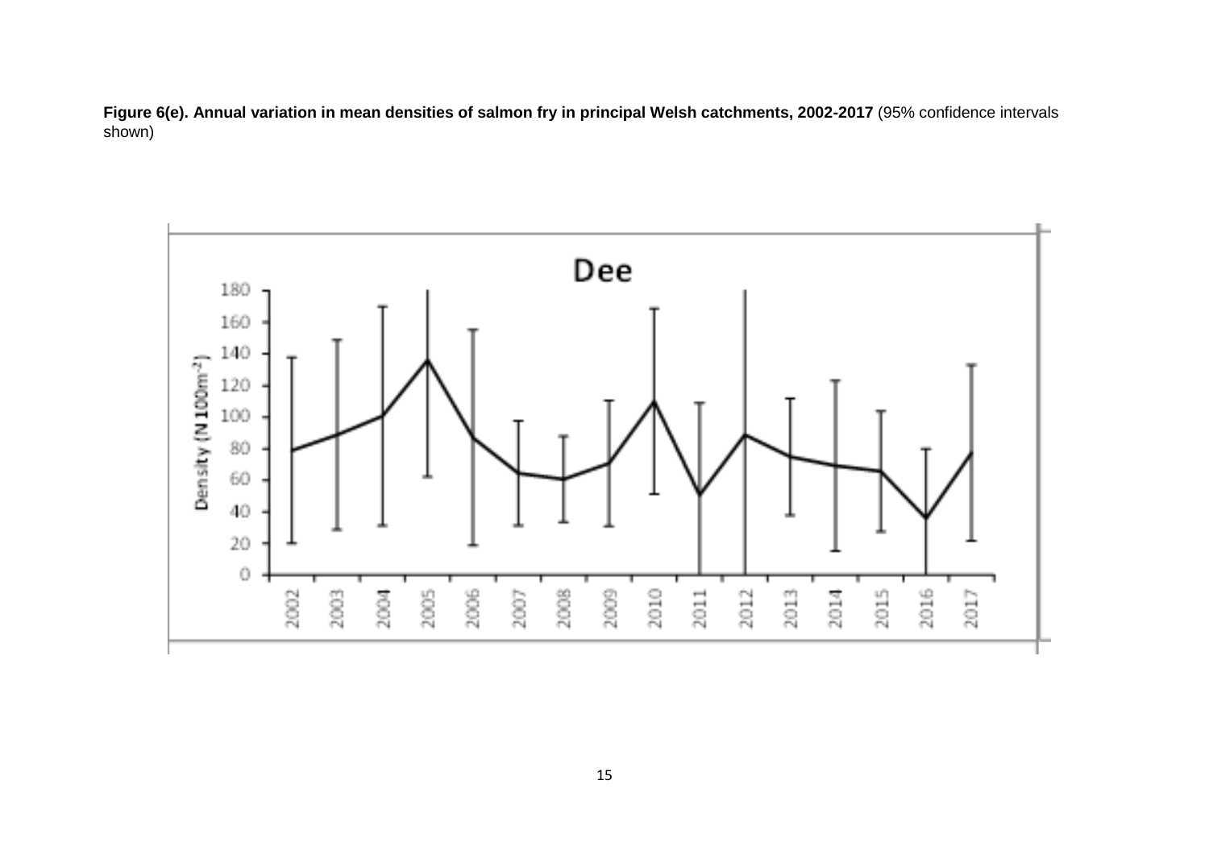**Figure 6(e). Annual variation in mean densities of salmon fry in principal Welsh catchments, 2002-2017** (95% confidence intervals shown)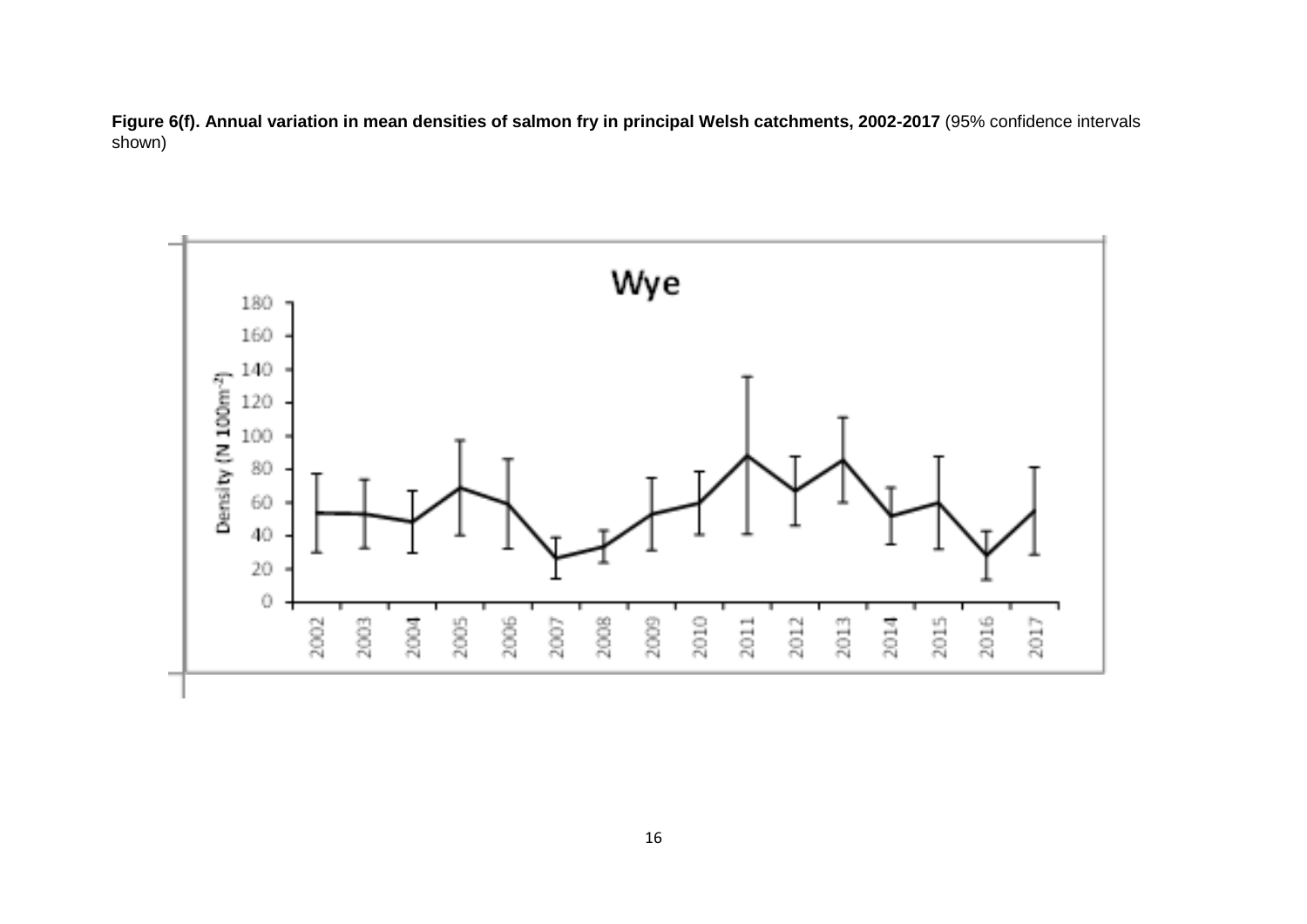**Figure 6(f). Annual variation in mean densities of salmon fry in principal Welsh catchments, 2002-2017** (95% confidence intervals shown)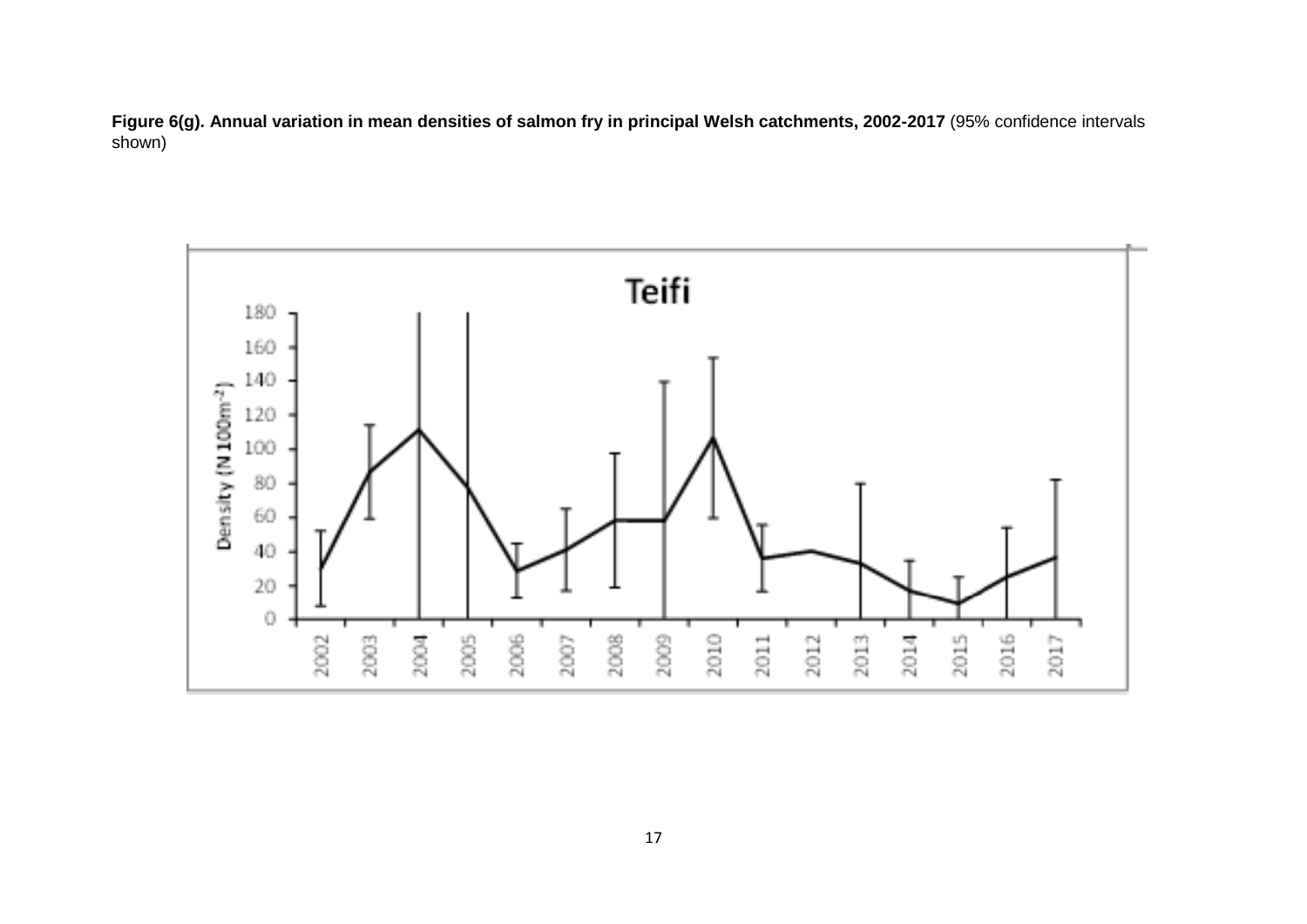**Figure 6(g). Annual variation in mean densities of salmon fry in principal Welsh catchments, 2002-2017** (95% confidence intervals shown)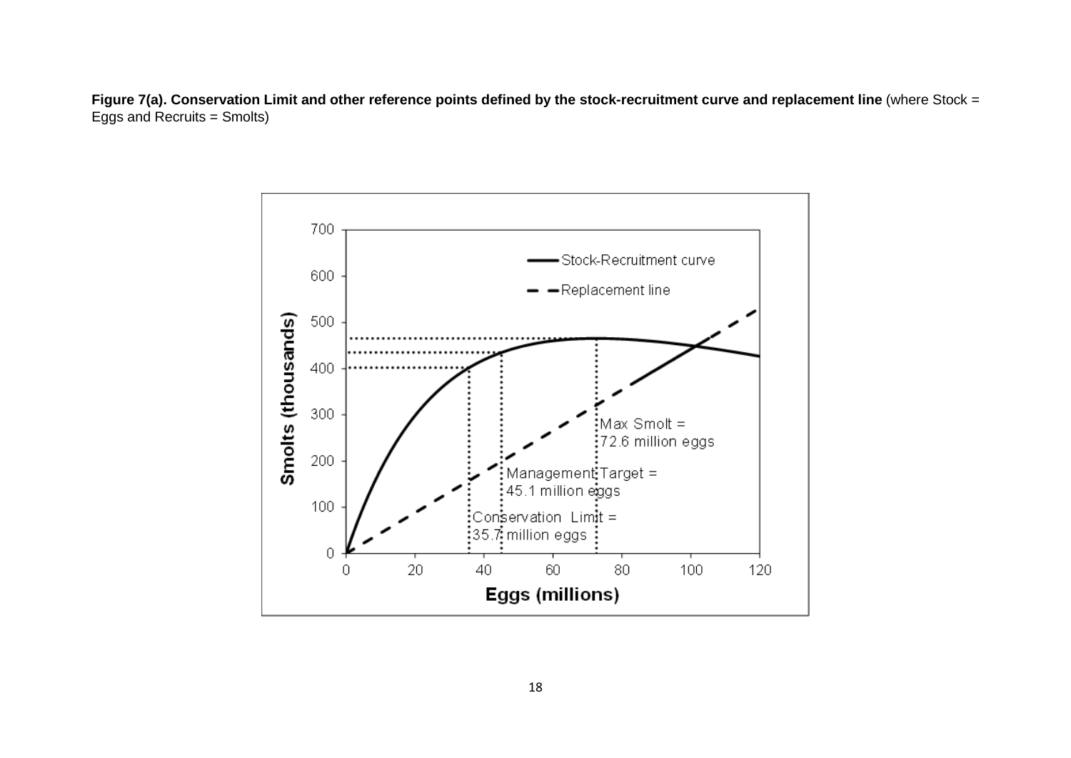**Figure 7(a). Conservation Limit and other reference points defined by the stock-recruitment curve and replacement line** (where Stock = Eggs and Recruits = Smolts)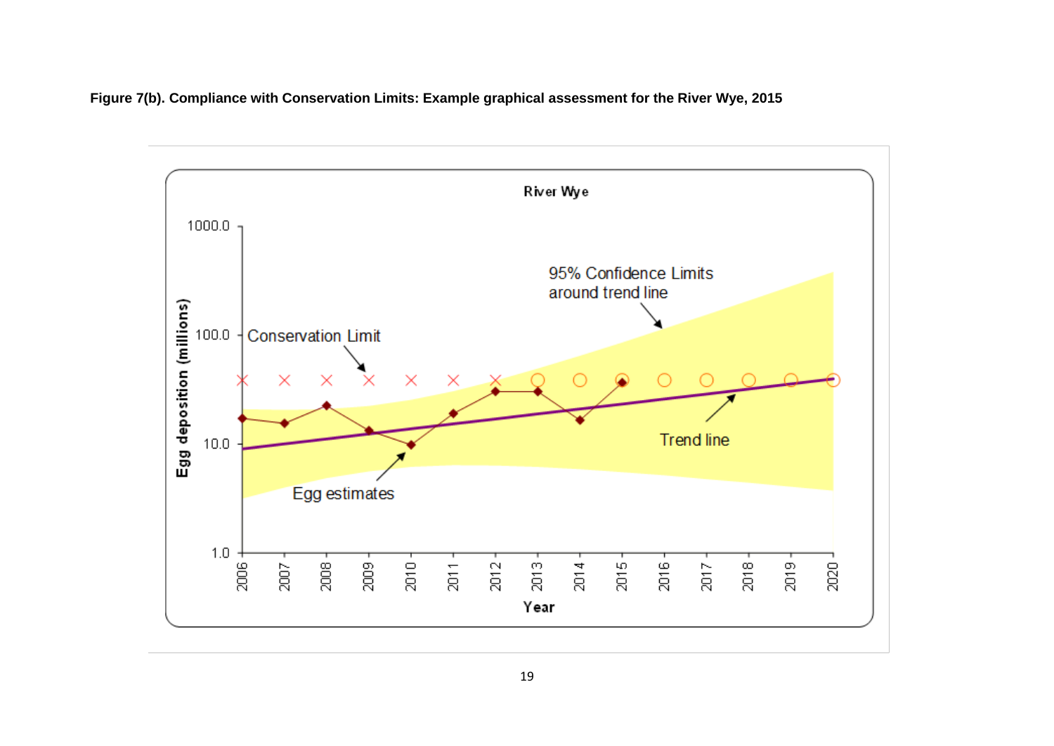**Figure 7(b). Compliance with Conservation Limits: Example graphical assessment for the River Wye, 2015**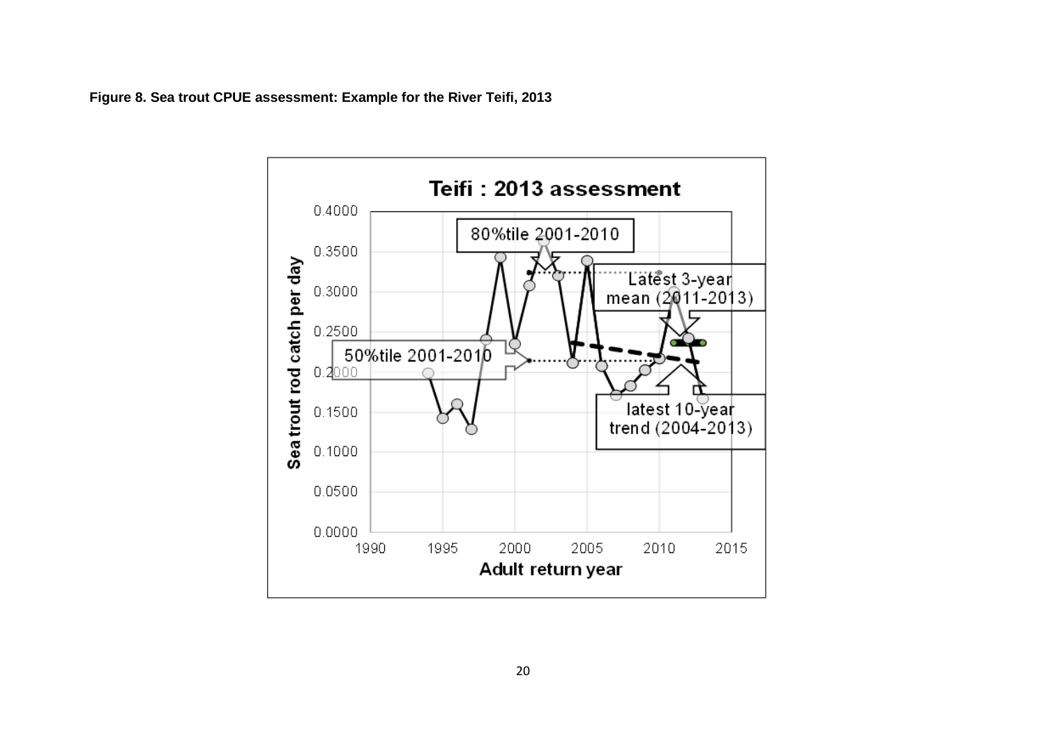**Figure 8. Sea trout CPUE assessment: Example for the River Teifi, 2013**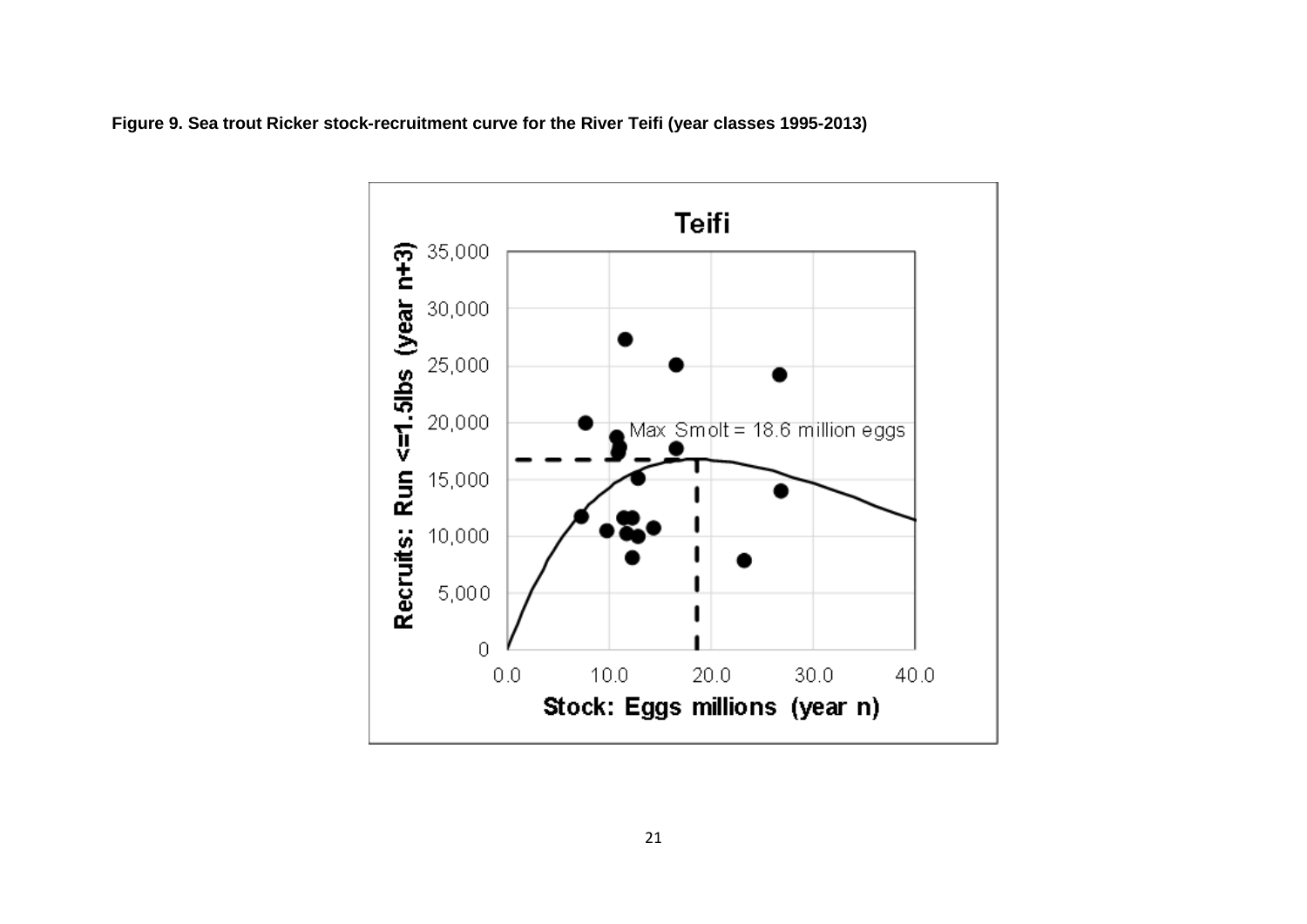**Figure 9. Sea trout Ricker stock-recruitment curve for the River Teifi (year classes 1995-2013)**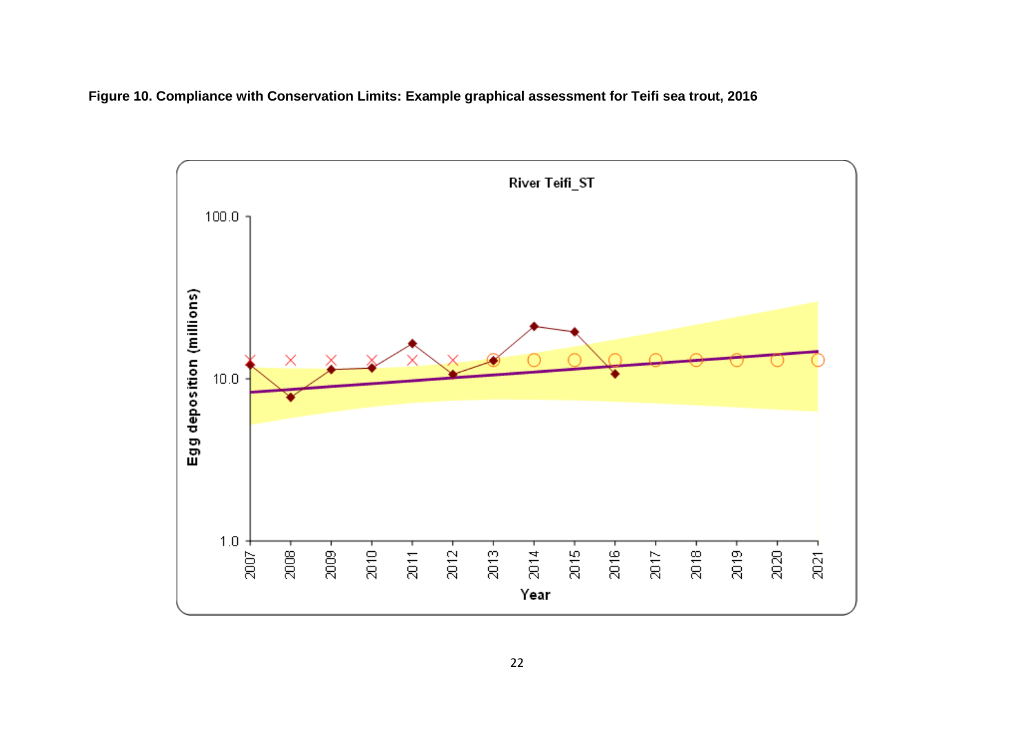**Figure 10. Compliance with Conservation Limits: Example graphical assessment for Teifi sea trout, 2016**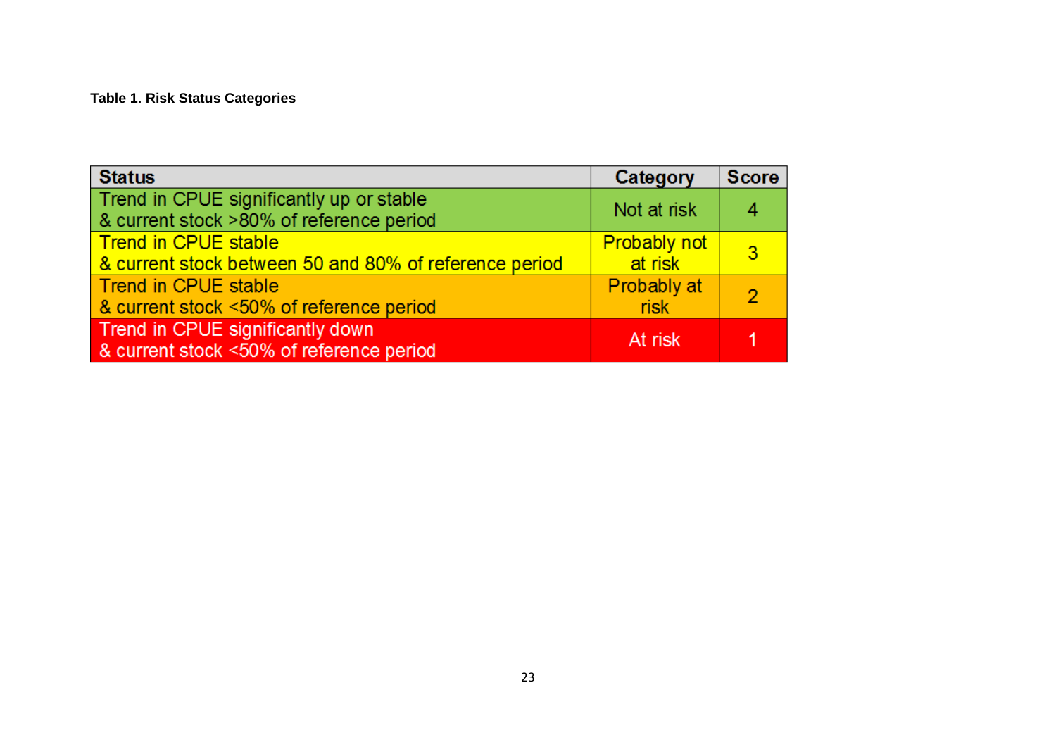**Table 1. Risk Status Categories**

| Status | Category | Score |
|---|---|---|
| Trend in CPUE significantly up or stable & current stock >80% of reference period | Not at risk | 4 |
| Trend in CPUE stable & current stock between 50 and 80% of reference period | Probably not at risk | 3 |
| Trend in CPUE stable & current stock <50% of reference period | Probably at risk | 2 |
| Trend in CPUE significantly down & current stock <50% of reference period | At risk | 1 |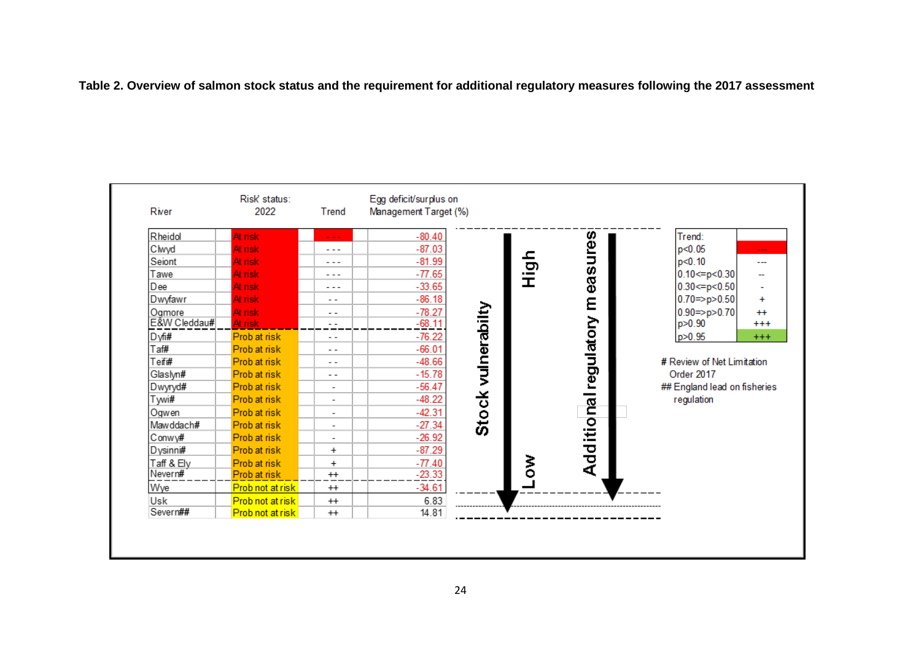**Table 2. Overview of salmon stock status and the requirement for additional regulatory measures following the 2017 assessment**

| River | Risk status: 2022 | Trend | Egg deficit/surplus on Management Target (%) |
|---|---|---|---|
| Rheidol | At risk | --- | -80.40 |
| Clwyd | At risk | --- | -87.03 |
| Seiont | At risk | --- | -81.99 |
| Tawe | At risk | --- | -77.65 |
| Dee | At risk | --- | -33.65 |
| Dwyfawr | At risk | -- | -86.18 |
| Ogmore | At risk | -- | -78.27 |
| E&W Cleddau# | At risk | -- | -68.11 |
| Dyfi# | Prob at risk | -- | -76.22 |
| Taf# | Prob at risk | -- | -66.01 |
| Teifi# | Prob at risk | -- | -48.66 |
| Glaslyn# | Prob at risk | -- | -15.78 |
| Dwyryd# | Prob at risk | - | -56.47 |
| Tywi# | Prob at risk | - | -48.22 |
| Ogwen | Prob at risk | - | -42.31 |
| Mawddach# | Prob at risk | - | -27.34 |
| Conwy# | Prob at risk | - | -26.92 |
| Dysinni# | Prob at risk | + | -87.29 |
| Taff & Ely | Prob at risk | + | -77.40 |
| Nevern# | Prob at risk | ++ | -23.33 |
| Wye | Prob not at risk | ++ | -34.61 |
| Usk | Prob not at risk | ++ | 6.83 |
| Severn## | Prob not at risk | ++ | 14.81 |

Stock vulnerability: High → Low

Additional regulatory measures: High → Low

| Trend: | |
|---|---|
| p<0.05 | --- |
| p<0.10 | --- |
| 0.10<=p<0.30 | -- |
| 0.30<=p<0.50 | - |
| 0.70=>p>0.50 | + |
| 0.90=>p>0.70 | ++ |
| p>0.90 | +++ |
| p>0.95 | +++ |

\# Review of Net Limitation Order 2017

\## England lead on fisheries regulation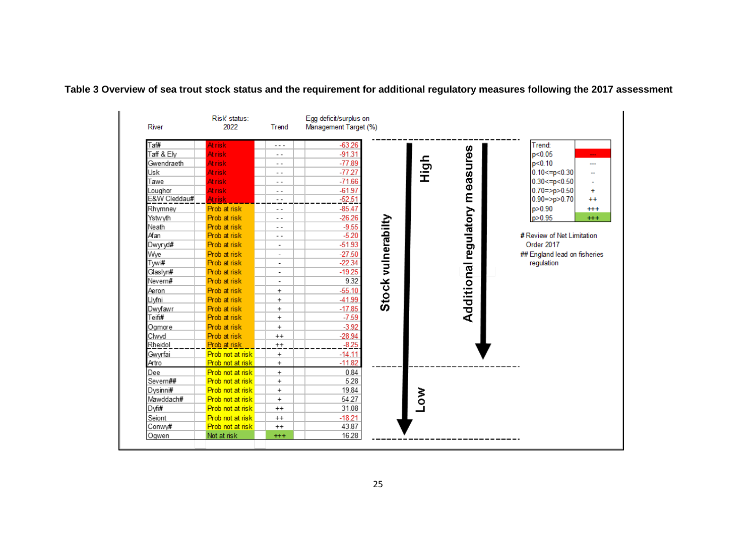**Table 3 Overview of sea trout stock status and the requirement for additional regulatory measures following the 2017 assessment**

| River | Risk status: 2022 | Trend | Egg deficit/surplus on Management Target (%) |
|---|---|---|---|
| Taf# | At risk | - - - | -63.26 |
| Taff & Ely | At risk | - - | -91.31 |
| Gwendraeth | At risk | - - | -77.89 |
| Usk | At risk | - - | -77.27 |
| Tawe | At risk | - - | -71.66 |
| Loughor | At risk | - - | -61.97 |
| E&W Cleddau# | At risk | - - | -52.51 |
| Rhymney | Prob at risk | - - | -85.47 |
| Ystwyth | Prob at risk | - - | -26.26 |
| Neath | Prob at risk | - - | -9.55 |
| Afan | Prob at risk | - - | -5.20 |
| Dwyryd# | Prob at risk | - | -51.93 |
| Wye | Prob at risk | - | -27.50 |
| Tywi# | Prob at risk | - | -22.34 |
| Glaslyn# | Prob at risk | - | -19.25 |
| Nevern# | Prob at risk | - | 9.32 |
| Aeron | Prob at risk | + | -55.10 |
| Llyfni | Prob at risk | + | -41.99 |
| Dwyfawr | Prob at risk | + | -17.85 |
| Teifi# | Prob at risk | + | -7.59 |
| Ogmore | Prob at risk | + | -3.92 |
| Clwyd | Prob at risk | ++ | -28.94 |
| Rheidol | Prob at risk | ++ | -8.25 |
| Gwyrfai | Prob not at risk | + | -14.11 |
| Artro | Prob not at risk | + | -11.82 |
| Dee | Prob not at risk | + | 0.84 |
| Severn## | Prob not at risk | + | 5.28 |
| Dysinni# | Prob not at risk | + | 19.84 |
| Mawddach# | Prob not at risk | + | 54.27 |
| Dyfi# | Prob not at risk | ++ | 31.08 |
| Seiont | Prob not at risk | ++ | -18.21 |
| Conwy# | Prob not at risk | ++ | 43.87 |
| Ogwen | Not at risk | +++ | 16.28 |

Stock vulnerability: High → Low

Additional regulatory measures

| Trend: | |
|---|---|
| $p<0.05$ | --- |
| $p<0.10$ | --- |
| $0.10<=p<0.30$ | -- |
| $0.30<=p<0.50$ | - |
| $0.70=>p>0.50$ | + |
| $0.90=>p>0.70$ | ++ |
| $p>0.90$ | +++ |
| $p>0.95$ | +++ |

# Review of Net Limitation Order 2017

## England lead on fisheries regulation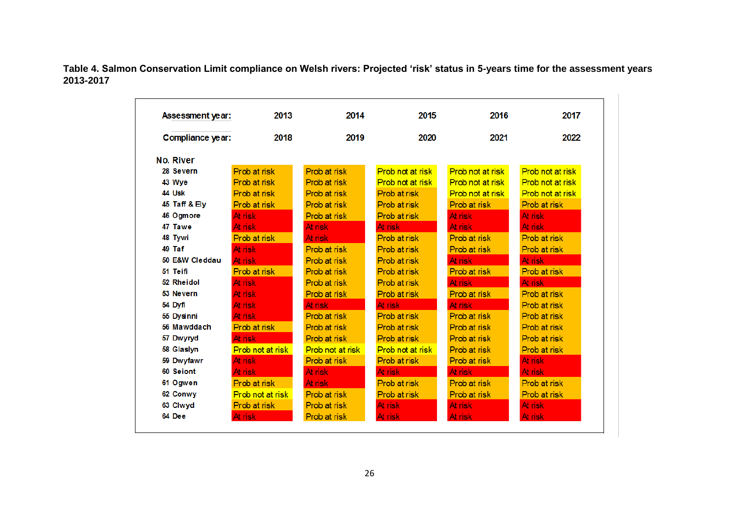**Table 4. Salmon Conservation Limit compliance on Welsh rivers: Projected 'risk' status in 5-years time for the assessment years 2013-2017**

| Assessment year: | | 2013 | 2014 | 2015 | 2016 | 2017 |
|---|---|---|---|---|---|---|
| Compliance year: | | 2018 | 2019 | 2020 | 2021 | 2022 |
| No. | River | | | | | |
| 28 | Severn | Prob at risk | Prob at risk | Prob not at risk | Prob not at risk | Prob not at risk |
| 43 | Wye | Prob at risk | Prob at risk | Prob not at risk | Prob not at risk | Prob not at risk |
| 44 | Usk | Prob at risk | Prob at risk | Prob at risk | Prob not at risk | Prob not at risk |
| 45 | Taff & Ely | Prob at risk | Prob at risk | Prob at risk | Prob at risk | Prob at risk |
| 46 | Ogmore | At risk | Prob at risk | Prob at risk | At risk | At risk |
| 47 | Tawe | At risk | At risk | At risk | At risk | At risk |
| 48 | Tywi | Prob at risk | At risk | Prob at risk | Prob at risk | Prob at risk |
| 49 | Taf | At risk | Prob at risk | Prob at risk | Prob at risk | Prob at risk |
| 50 | E&W Cleddau | At risk | Prob at risk | Prob at risk | At risk | At risk |
| 51 | Teifi | Prob at risk | Prob at risk | Prob at risk | Prob at risk | Prob at risk |
| 52 | Rheidol | At risk | Prob at risk | Prob at risk | At risk | At risk |
| 53 | Nevern | At risk | Prob at risk | Prob at risk | Prob at risk | Prob at risk |
| 54 | Dyfi | At risk | At risk | At risk | At risk | Prob at risk |
| 55 | Dysinni | At risk | Prob at risk | Prob at risk | Prob at risk | Prob at risk |
| 56 | Mawddach | Prob at risk | Prob at risk | Prob at risk | Prob at risk | Prob at risk |
| 57 | Dwyryd | At risk | Prob at risk | Prob at risk | Prob at risk | Prob at risk |
| 58 | Glaslyn | Prob not at risk | Prob not at risk | Prob not at risk | Prob at risk | Prob at risk |
| 59 | Dwyfawr | At risk | Prob at risk | Prob at risk | Prob at risk | At risk |
| 60 | Seiont | At risk | At risk | At risk | At risk | At risk |
| 61 | Ogwen | Prob at risk | At risk | Prob at risk | Prob at risk | Prob at risk |
| 62 | Conwy | Prob not at risk | Prob at risk | Prob at risk | Prob at risk | Prob at risk |
| 63 | Clwyd | Prob at risk | Prob at risk | At risk | At risk | At risk |
| 64 | Dee | At risk | Prob at risk | At risk | At risk | At risk |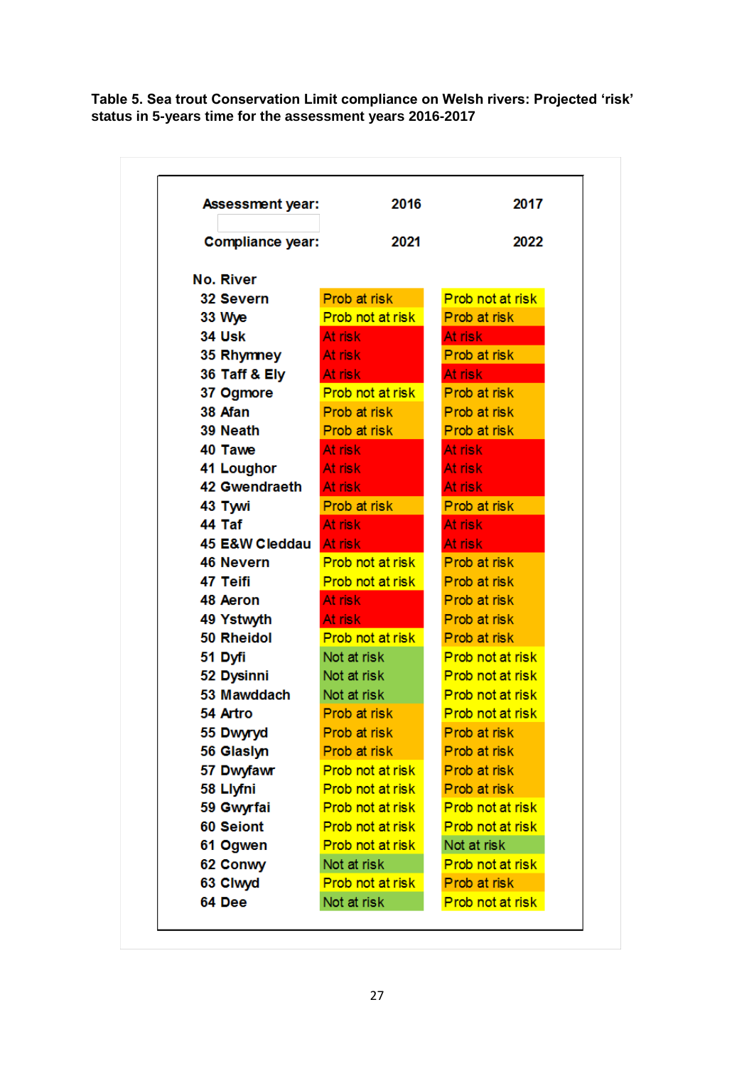**Table 5. Sea trout Conservation Limit compliance on Welsh rivers: Projected 'risk' status in 5-years time for the assessment years 2016-2017**

| Assessment year: | | 2016 | 2017 |
|---|---|---|---|
| Compliance year: | | 2021 | 2022 |
| No. | River | | |
| 32 | Severn | Prob at risk | Prob not at risk |
| 33 | Wye | Prob not at risk | Prob at risk |
| 34 | Usk | At risk | At risk |
| 35 | Rhymney | At risk | Prob at risk |
| 36 | Taff & Ely | At risk | At risk |
| 37 | Ogmore | Prob not at risk | Prob at risk |
| 38 | Afan | Prob at risk | Prob at risk |
| 39 | Neath | Prob at risk | Prob at risk |
| 40 | Tawe | At risk | At risk |
| 41 | Loughor | At risk | At risk |
| 42 | Gwendraeth | At risk | At risk |
| 43 | Tywi | Prob at risk | Prob at risk |
| 44 | Taf | At risk | At risk |
| 45 | E&W Cleddau | At risk | At risk |
| 46 | Nevern | Prob not at risk | Prob at risk |
| 47 | Teifi | Prob not at risk | Prob at risk |
| 48 | Aeron | At risk | Prob at risk |
| 49 | Ystwyth | At risk | Prob at risk |
| 50 | Rheidol | Prob not at risk | Prob at risk |
| 51 | Dyfi | Not at risk | Prob not at risk |
| 52 | Dysinni | Not at risk | Prob not at risk |
| 53 | Mawddach | Not at risk | Prob not at risk |
| 54 | Artro | Prob at risk | Prob not at risk |
| 55 | Dwyryd | Prob at risk | Prob at risk |
| 56 | Glaslyn | Prob at risk | Prob at risk |
| 57 | Dwyfawr | Prob not at risk | Prob at risk |
| 58 | Llyfni | Prob not at risk | Prob at risk |
| 59 | Gwyrfai | Prob not at risk | Prob not at risk |
| 60 | Seiont | Prob not at risk | Prob not at risk |
| 61 | Ogwen | Prob not at risk | Not at risk |
| 62 | Conwy | Not at risk | Prob not at risk |
| 63 | Clwyd | Prob not at risk | Prob at risk |
| 64 | Dee | Not at risk | Prob not at risk |